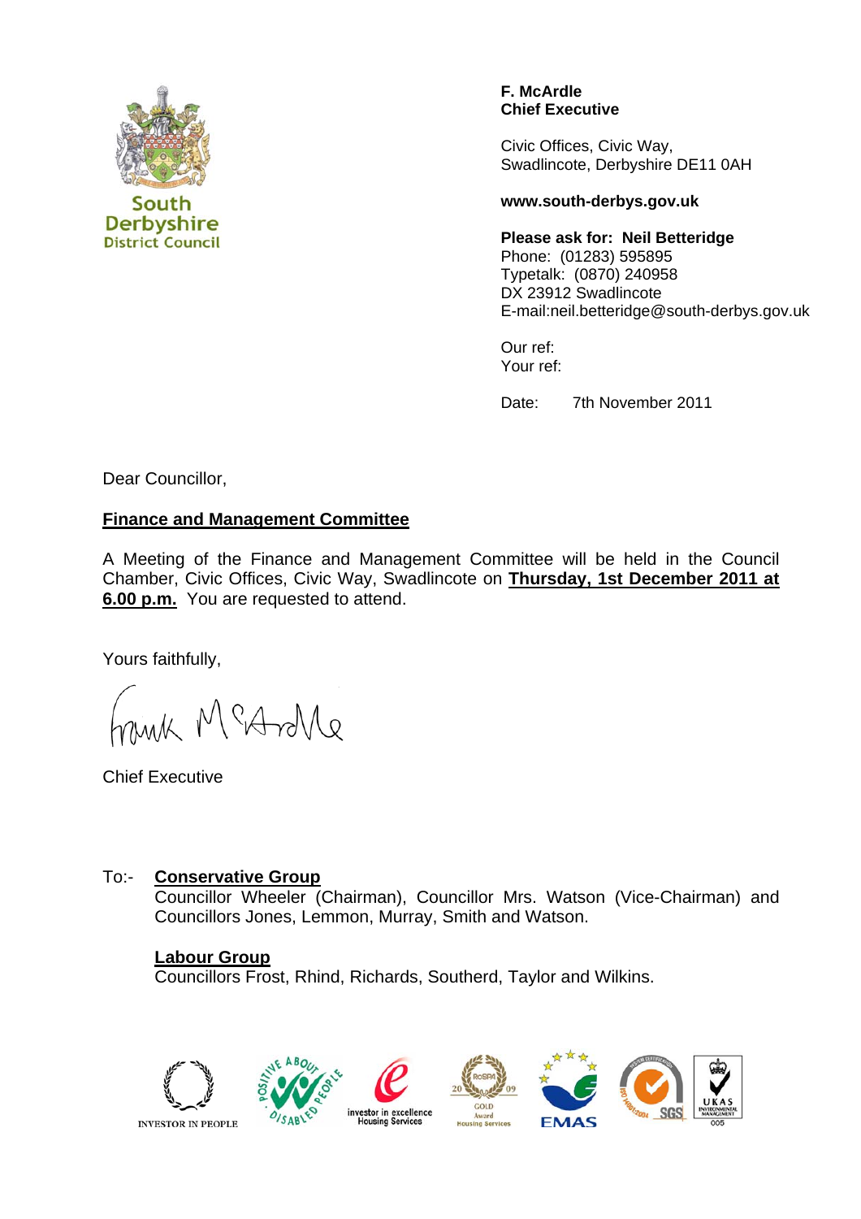South Derbyshire District Council

**F. McArdle**
**Chief Executive**

Civic Offices, Civic Way,
Swadlincote, Derbyshire DE11 0AH

**www.south-derbys.gov.uk**

**Please ask for: Neil Betteridge**
Phone: (01283) 595895
Typetalk: (0870) 240958
DX 23912 Swadlincote
E-mail:neil.betteridge@south-derbys.gov.uk

Our ref:
Your ref:

Date: 7th November 2011

Dear Councillor,

**Finance and Management Committee**

A Meeting of the Finance and Management Committee will be held in the Council Chamber, Civic Offices, Civic Way, Swadlincote on **Thursday, 1st December 2011 at 6.00 p.m.** You are requested to attend.

Yours faithfully,

Frank McArdle

Chief Executive

To:- **Conservative Group**
Councillor Wheeler (Chairman), Councillor Mrs. Watson (Vice-Chairman) and Councillors Jones, Lemmon, Murray, Smith and Watson.

**Labour Group**
Councillors Frost, Rhind, Richards, Southerd, Taylor and Wilkins.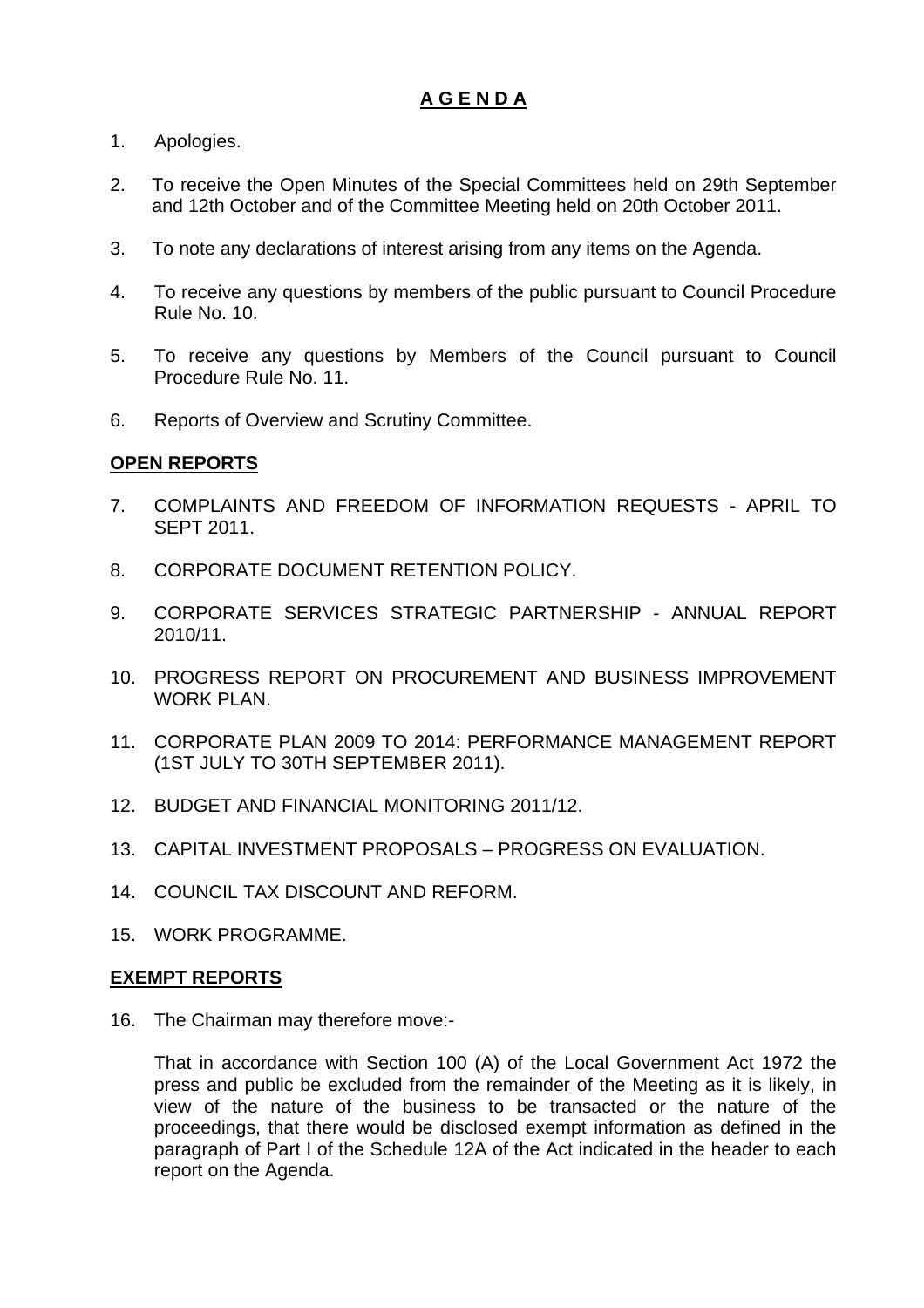# A G E N D A

1. Apologies.

2. To receive the Open Minutes of the Special Committees held on 29th September and 12th October and of the Committee Meeting held on 20th October 2011.

3. To note any declarations of interest arising from any items on the Agenda.

4. To receive any questions by members of the public pursuant to Council Procedure Rule No. 10.

5. To receive any questions by Members of the Council pursuant to Council Procedure Rule No. 11.

6. Reports of Overview and Scrutiny Committee.

## OPEN REPORTS

7. COMPLAINTS AND FREEDOM OF INFORMATION REQUESTS - APRIL TO SEPT 2011.

8. CORPORATE DOCUMENT RETENTION POLICY.

9. CORPORATE SERVICES STRATEGIC PARTNERSHIP - ANNUAL REPORT 2010/11.

10. PROGRESS REPORT ON PROCUREMENT AND BUSINESS IMPROVEMENT WORK PLAN.

11. CORPORATE PLAN 2009 TO 2014: PERFORMANCE MANAGEMENT REPORT (1ST JULY TO 30TH SEPTEMBER 2011).

12. BUDGET AND FINANCIAL MONITORING 2011/12.

13. CAPITAL INVESTMENT PROPOSALS – PROGRESS ON EVALUATION.

14. COUNCIL TAX DISCOUNT AND REFORM.

15. WORK PROGRAMME.

## EXEMPT REPORTS

16. The Chairman may therefore move:-

    That in accordance with Section 100 (A) of the Local Government Act 1972 the press and public be excluded from the remainder of the Meeting as it is likely, in view of the nature of the business to be transacted or the nature of the proceedings, that there would be disclosed exempt information as defined in the paragraph of Part I of the Schedule 12A of the Act indicated in the header to each report on the Agenda.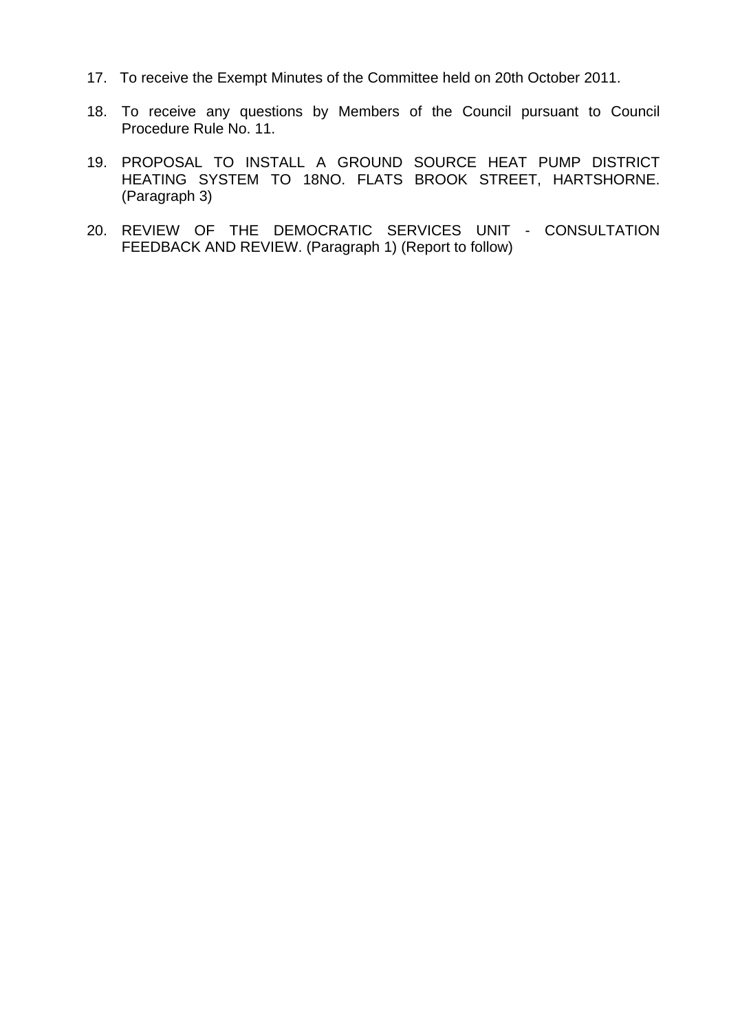17. To receive the Exempt Minutes of the Committee held on 20th October 2011.

18. To receive any questions by Members of the Council pursuant to Council Procedure Rule No. 11.

19. PROPOSAL TO INSTALL A GROUND SOURCE HEAT PUMP DISTRICT HEATING SYSTEM TO 18NO. FLATS BROOK STREET, HARTSHORNE. (Paragraph 3)

20. REVIEW OF THE DEMOCRATIC SERVICES UNIT - CONSULTATION FEEDBACK AND REVIEW. (Paragraph 1) (Report to follow)